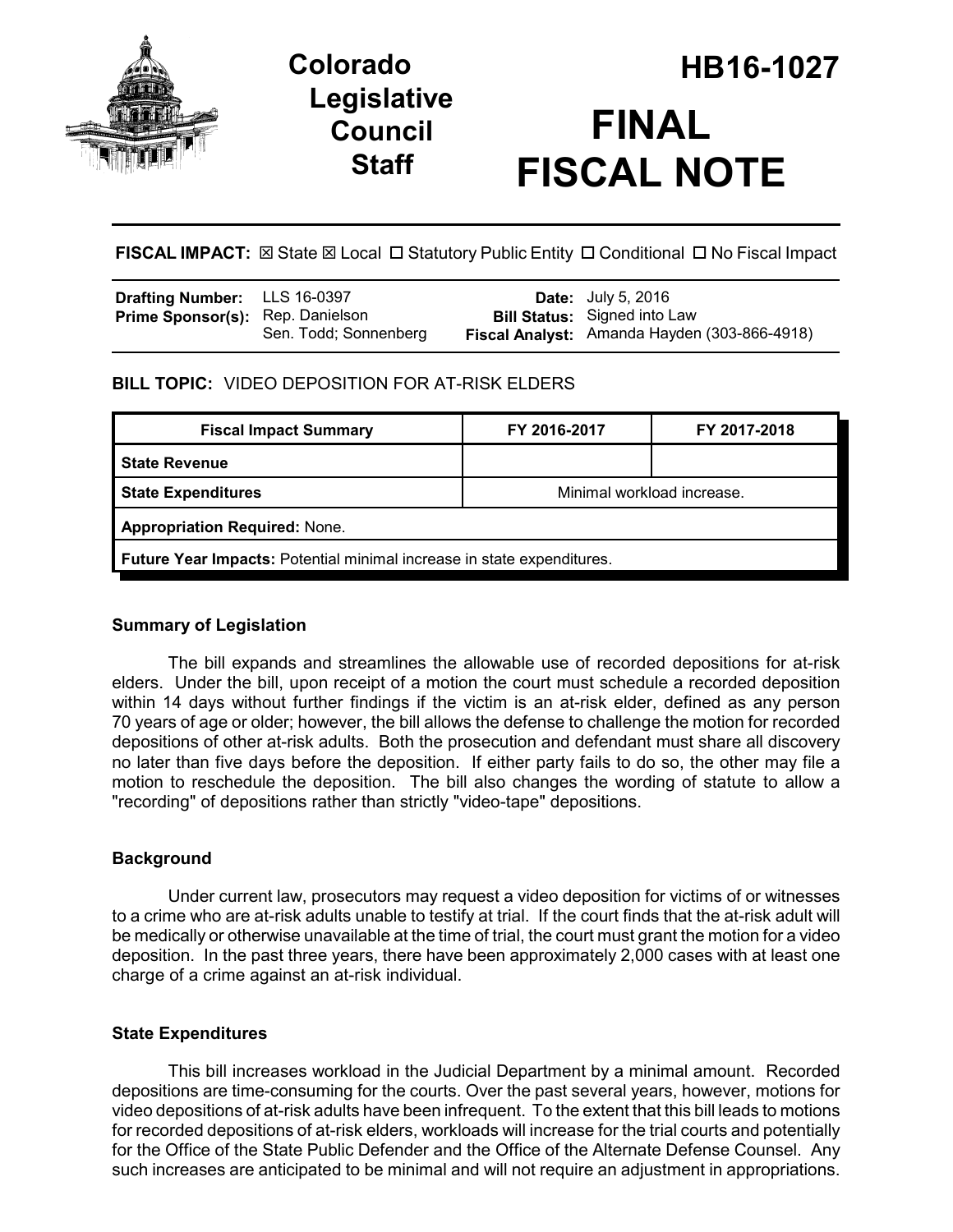# Colorado Legislative Council Staff

# HB16-1027

# FINAL FISCAL NOTE

**FISCAL IMPACT:** ☒ State ☒ Local ☐ Statutory Public Entity ☐ Conditional ☐ No Fiscal Impact

| | | | |
|---|---|---|---|
| **Drafting Number:** | LLS 16-0397 | **Date:** | July 5, 2016 |
| **Prime Sponsor(s):** | Rep. Danielson<br>Sen. Todd; Sonnenberg | **Bill Status:** | Signed into Law |
| | | **Fiscal Analyst:** | Amanda Hayden (303-866-4918) |

**BILL TOPIC:** VIDEO DEPOSITION FOR AT-RISK ELDERS

| Fiscal Impact Summary | FY 2016-2017 | FY 2017-2018 |
|---|---|---|
| **State Revenue** | | |
| **State Expenditures** | Minimal workload increase. | |
| **Appropriation Required:** None. | | |
| **Future Year Impacts:** Potential minimal increase in state expenditures. | | |

### Summary of Legislation

The bill expands and streamlines the allowable use of recorded depositions for at-risk elders. Under the bill, upon receipt of a motion the court must schedule a recorded deposition within 14 days without further findings if the victim is an at-risk elder, defined as any person 70 years of age or older; however, the bill allows the defense to challenge the motion for recorded depositions of other at-risk adults. Both the prosecution and defendant must share all discovery no later than five days before the deposition. If either party fails to do so, the other may file a motion to reschedule the deposition. The bill also changes the wording of statute to allow a "recording" of depositions rather than strictly "video-tape" depositions.

### Background

Under current law, prosecutors may request a video deposition for victims of or witnesses to a crime who are at-risk adults unable to testify at trial. If the court finds that the at-risk adult will be medically or otherwise unavailable at the time of trial, the court must grant the motion for a video deposition. In the past three years, there have been approximately 2,000 cases with at least one charge of a crime against an at-risk individual.

### State Expenditures

This bill increases workload in the Judicial Department by a minimal amount. Recorded depositions are time-consuming for the courts. Over the past several years, however, motions for video depositions of at-risk adults have been infrequent. To the extent that this bill leads to motions for recorded depositions of at-risk elders, workloads will increase for the trial courts and potentially for the Office of the State Public Defender and the Office of the Alternate Defense Counsel. Any such increases are anticipated to be minimal and will not require an adjustment in appropriations.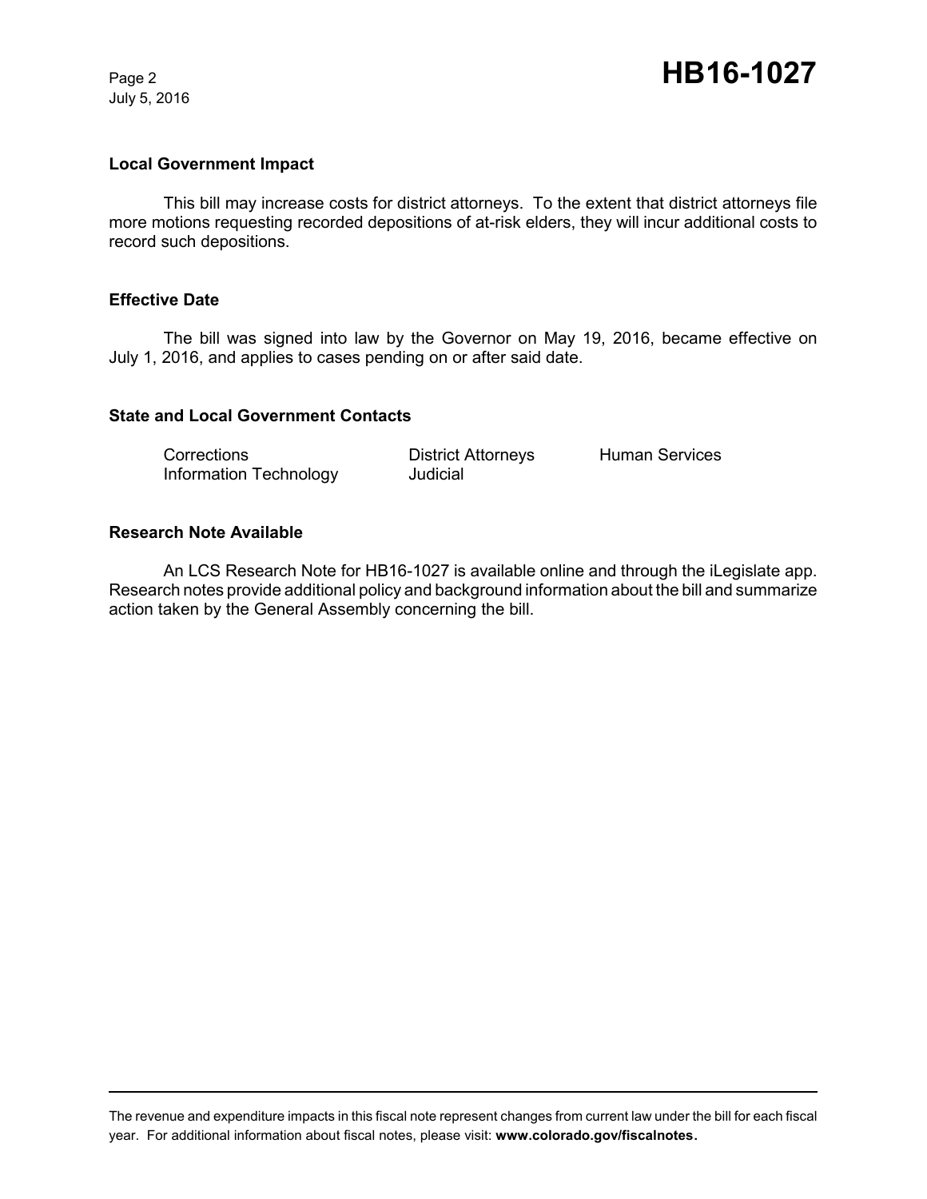### Local Government Impact

This bill may increase costs for district attorneys. To the extent that district attorneys file more motions requesting recorded depositions of at-risk elders, they will incur additional costs to record such depositions.

### Effective Date

The bill was signed into law by the Governor on May 19, 2016, became effective on July 1, 2016, and applies to cases pending on or after said date.

### State and Local Government Contacts

| | | |
|---|---|---|
| Corrections | District Attorneys | Human Services |
| Information Technology | Judicial | |

### Research Note Available

An LCS Research Note for HB16-1027 is available online and through the iLegislate app. Research notes provide additional policy and background information about the bill and summarize action taken by the General Assembly concerning the bill.

The revenue and expenditure impacts in this fiscal note represent changes from current law under the bill for each fiscal year. For additional information about fiscal notes, please visit: **www.colorado.gov/fiscalnotes.**